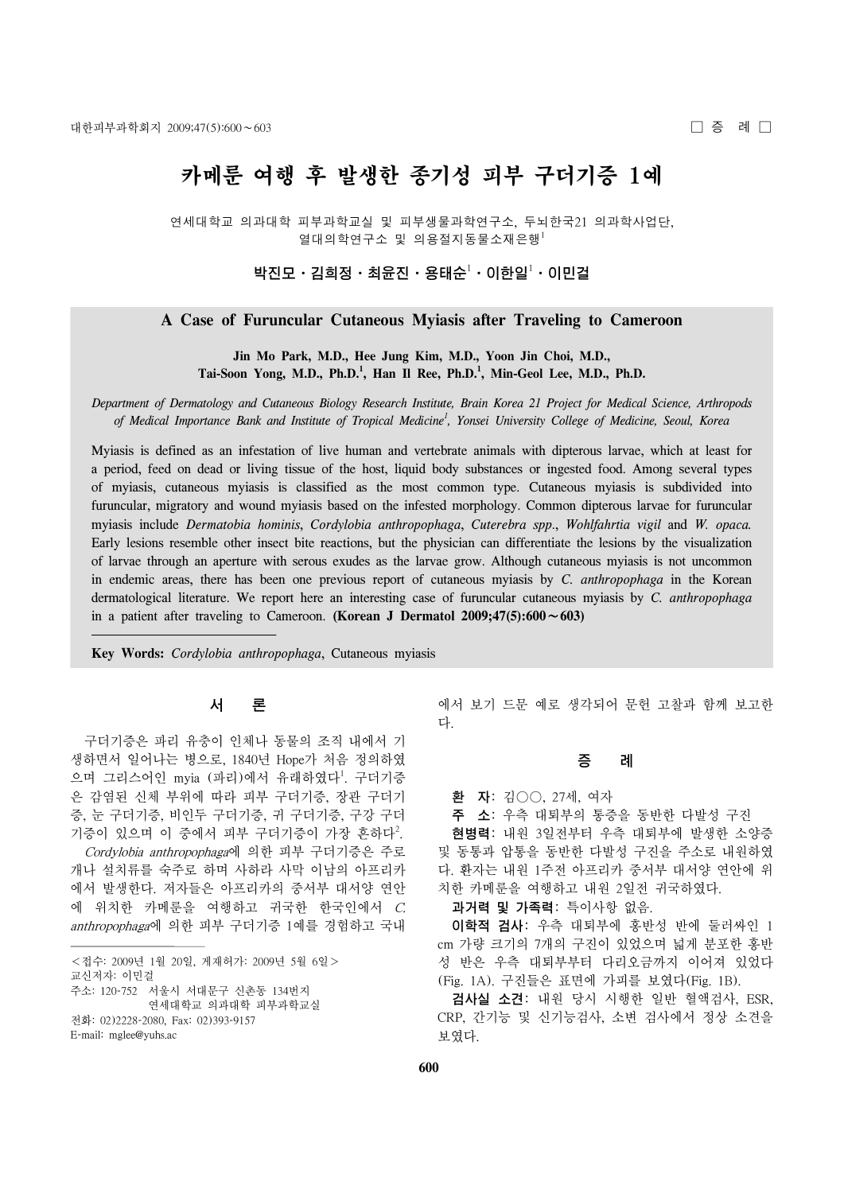□ 증 례 □

# 카메룬 여행 후 발생한 종기성 피부 구더기증 1예

연세대학교 의과대학 피부과학교실 및 피부생물과학연구소, 두뇌한국21 의과학사업단, 열대의학연구소 및 의용절지동물소재은행[1]

**박진모 · 김희정 · 최윤진 · 용태순[1] · 이한일[1] · 이민걸**

## A Case of Furuncular Cutaneous Myiasis after Traveling to Cameroon

**Jin Mo Park, M.D., Hee Jung Kim, M.D., Yoon Jin Choi, M.D., Tai-Soon Yong, M.D., Ph.D.[1], Han Il Ree, Ph.D.[1], Min-Geol Lee, M.D., Ph.D.**

*Department of Dermatology and Cutaneous Biology Research Institute, Brain Korea 21 Project for Medical Science, Arthropods of Medical Importance Bank and Institute of Tropical Medicine[1], Yonsei University College of Medicine, Seoul, Korea*

Myiasis is defined as an infestation of live human and vertebrate animals with dipterous larvae, which at least for a period, feed on dead or living tissue of the host, liquid body substances or ingested food. Among several types of myiasis, cutaneous myiasis is classified as the most common type. Cutaneous myiasis is subdivided into furuncular, migratory and wound myiasis based on the infested morphology. Common dipterous larvae for furuncular myiasis include *Dermatobia hominis*, *Cordylobia anthropophaga*, *Cuterebra spp*., *Wohlfahrtia vigil* and *W. opaca.* Early lesions resemble other insect bite reactions, but the physician can differentiate the lesions by the visualization of larvae through an aperture with serous exudes as the larvae grow. Although cutaneous myiasis is not uncommon in endemic areas, there has been one previous report of cutaneous myiasis by *C. anthropophaga* in the Korean dermatological literature. We report here an interesting case of furuncular cutaneous myiasis by *C. anthropophaga* in a patient after traveling to Cameroon. **(Korean J Dermatol 2009;47(5):600～603)**

**Key Words:** *Cordylobia anthropophaga*, Cutaneous myiasis

## 서 론

구더기증은 파리 유충이 인체나 동물의 조직 내에서 기생하면서 일어나는 병으로, 1840년 Hope가 처음 정의하였으며 그리스어인 myia (파리)에서 유래하였다[1]. 구더기증은 감염된 신체 부위에 따라 피부 구더기증, 장관 구더기증, 눈 구더기증, 비인두 구더기증, 귀 구더기증, 구강 구더기증이 있으며 이 중에서 피부 구더기증이 가장 흔하다[2].

*Cordylobia anthropophaga*에 의한 피부 구더기증은 주로 개나 설치류를 숙주로 하며 사하라 사막 이남의 아프리카에서 발생한다. 저자들은 아프리카의 중서부 대서양 연안에 위치한 카메룬을 여행하고 귀국한 한국인에서 *C. anthropophaga*에 의한 피부 구더기증 1예를 경험하고 국내에서 보기 드문 예로 생각되어 문헌 고찰과 함께 보고한다.

## 증 례

**환 자**: 김○○, 27세, 여자

**주 소**: 우측 대퇴부의 통증을 동반한 다발성 구진

**현병력**: 내원 3일전부터 우측 대퇴부에 발생한 소양증 및 동통과 압통을 동반한 다발성 구진을 주소로 내원하였다. 환자는 내원 1주전 아프리카 중서부 대서양 연안에 위치한 카메룬을 여행하고 내원 2일전 귀국하였다.

**과거력 및 가족력**: 특이사항 없음.

**이학적 검사**: 우측 대퇴부에 홍반성 반에 둘러싸인 1 cm 가량 크기의 7개의 구진이 있었으며 넓게 분포한 홍반성 반은 우측 대퇴부부터 다리오금까지 이어져 있었다 (Fig. 1A). 구진들은 표면에 가피를 보였다(Fig. 1B).

**검사실 소견**: 내원 당시 시행한 일반 혈액검사, ESR, CRP, 간기능 및 신기능검사, 소변 검사에서 정상 소견을 보였다.

<접수: 2009년 1월 20일, 게재허가: 2009년 5월 6일>
교신저자: 이민걸
주소: 120-752 서울시 서대문구 신촌동 134번지 연세대학교 의과대학 피부과학교실
전화: 02)2228-2080, Fax: 02)393-9157
E-mail: mglee@yuhs.ac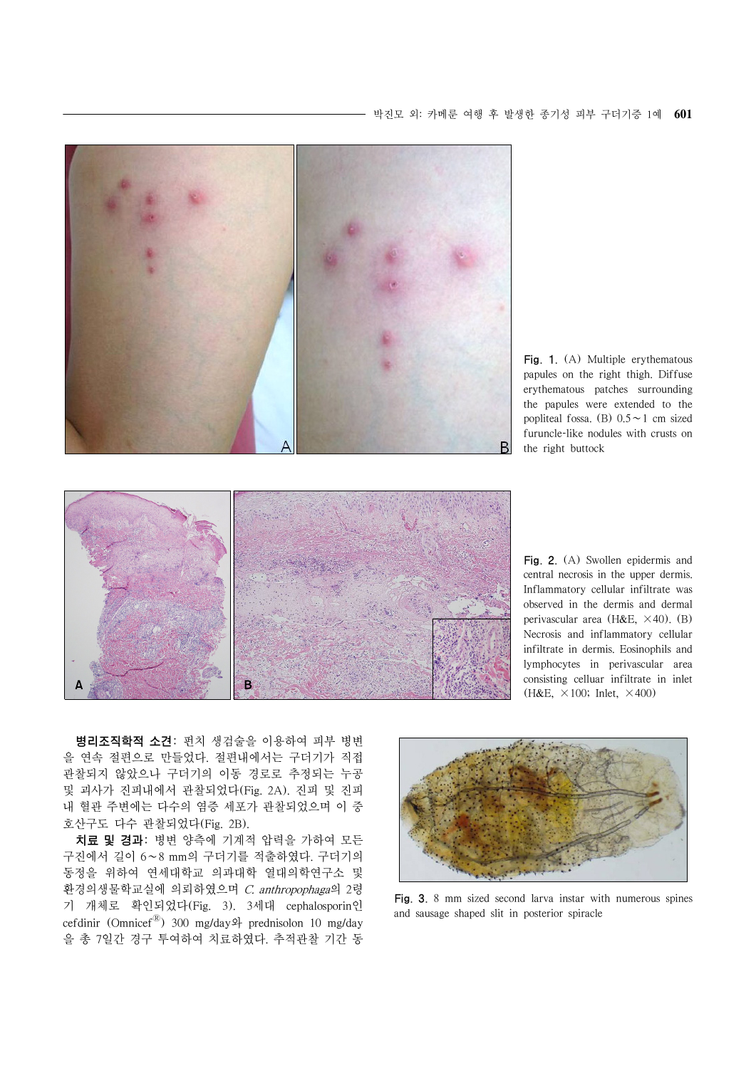Fig. 1. (A) Multiple erythematous papules on the right thigh. Diffuse erythematous patches surrounding the papules were extended to the popliteal fossa. (B) 0.5∼1 cm sized furuncle-like nodules with crusts on the right buttock

Fig. 2. (A) Swollen epidermis and central necrosis in the upper dermis. Inflammatory cellular infiltrate was observed in the dermis and dermal perivascular area (H&E, ×40). (B) Necrosis and inflammatory cellular infiltrate in dermis. Eosinophils and lymphocytes in perivascular area consisting celluar infiltrate in inlet (H&E, ×100; Inlet, ×400)

**병리조직학적 소견**: 펀치 생검술을 이용하여 피부 병변을 연속 절편으로 만들었다. 절편내에서는 구더기가 직접 관찰되지 않았으나 구더기의 이동 경로로 추정되는 누공 및 괴사가 진피내에서 관찰되었다(Fig. 2A). 진피 및 진피내 혈관 주변에는 다수의 염증 세포가 관찰되었으며 이 중 호산구도 다수 관찰되었다(Fig. 2B).

**치료 및 경과**: 병변 양측에 기계적 압력을 가하여 모든 구진에서 길이 6∼8 mm의 구더기를 적출하였다. 구더기의 동정을 위하여 연세대학교 의과대학 열대의학연구소 및 환경의생물학교실에 의뢰하였으며 *C. anthropophaga*의 2령기 개체로 확인되었다(Fig. 3). 3세대 cephalosporin인 cefdinir (Omnicef®) 300 mg/day와 prednisolon 10 mg/day을 총 7일간 경구 투여하여 치료하였다. 추적관찰 기간 동

Fig. 3. 8 mm sized second larva instar with numerous spines and sausage shaped slit in posterior spiracle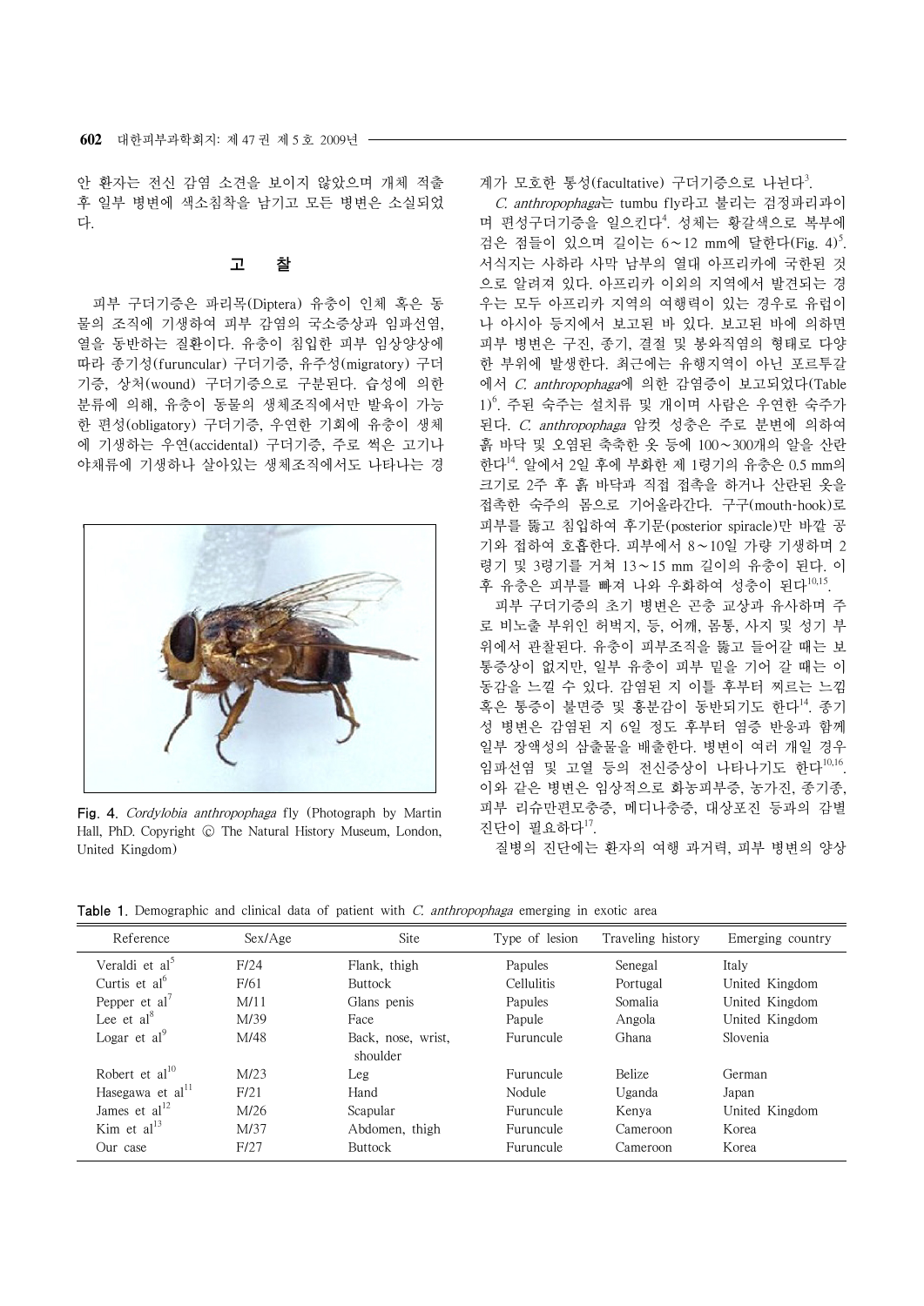안 환자는 전신 감염 소견을 보이지 않았으며 개체 적출 후 일부 병변에 색소침착을 남기고 모든 병변은 소실되었다.

## 고 찰

피부 구더기증은 파리목(Diptera) 유충이 인체 혹은 동물의 조직에 기생하여 피부 감염의 국소증상과 임파선염, 열을 동반하는 질환이다. 유충이 침입한 피부 임상양상에 따라 종기성(furuncular) 구더기증, 유주성(migratory) 구더기증, 상처(wound) 구더기증으로 구분된다. 습성에 의한 분류에 의해, 유충이 동물의 생체조직에서만 발육이 가능한 편성(obligatory) 구더기증, 우연한 기회에 유충이 생체에 기생하는 우연(accidental) 구더기증, 주로 썩은 고기나 야채류에 기생하나 살아있는 생체조직에서도 나타나는 경계가 모호한 통성(facultative) 구더기증으로 나뉜다[3].

*C. anthropophaga*는 tumbu fly라고 불리는 검정파리과이며 편성구더기증을 일으킨다[4]. 성체는 황갈색으로 복부에 검은 점들이 있으며 길이는 6~12 mm에 달한다(Fig. 4)[5]. 서식지는 사하라 사막 남부의 열대 아프리카에 국한된 것으로 알려져 있다. 아프리카 이외의 지역에서 발견되는 경우는 모두 아프리카 지역의 여행력이 있는 경우로 유럽이나 아시아 등지에서 보고된 바 있다. 보고된 바에 의하면 피부 병변은 구진, 종기, 결절 및 봉와직염의 형태로 다양한 부위에 발생한다. 최근에는 유행지역이 아닌 포르투갈에서 *C. anthropophaga*에 의한 감염증이 보고되었다(Table 1)[6]. 주된 숙주는 설치류 및 개이며 사람은 우연한 숙주가 된다. *C. anthropophaga* 암컷 성충은 주로 분변에 의하여 흙 바닥 및 오염된 축축한 옷 등에 100~300개의 알을 산란한다[14]. 알에서 2일 후에 부화한 제 1령기의 유충은 0.5 mm의 크기로 2주 후 흙 바닥과 직접 접촉을 하거나 산란된 옷을 접촉한 숙주의 몸으로 기어올라간다. 구구(mouth-hook)로 피부를 뚫고 침입하여 후기문(posterior spiracle)만 바깥 공기와 접하여 호흡한다. 피부에서 8~10일 가량 기생하며 2령기 및 3령기를 거쳐 13~15 mm 길이의 유충이 된다. 이후 유충은 피부를 빠져 나와 우화하여 성충이 된다[10,15].

피부 구더기증의 초기 병변은 곤충 교상과 유사하며 주로 비노출 부위인 허벅지, 등, 어깨, 몸통, 사지 및 성기 부위에서 관찰된다. 유충이 피부조직을 뚫고 들어갈 때는 보통증상이 없지만, 일부 유충이 피부 밑을 기어 갈 때는 이동감을 느낄 수 있다. 감염된 지 이틀 후부터 찌르는 느낌 혹은 통증이 불면증 및 홍분감이 동반되기도 한다[14]. 종기성 병변은 감염된 지 6일 정도 후부터 염증 반응과 함께 일부 장액성의 삼출물을 배출한다. 병변이 여러 개일 경우 임파선염 및 고열 등의 전신증상이 나타나기도 한다[10,16]. 이와 같은 병변은 임상적으로 화농피부증, 농가진, 종기종, 피부 리슈만편모충증, 메디나충증, 대상포진 등과의 감별 진단이 필요하다[17].

질병의 진단에는 환자의 여행 과거력, 피부 병변의 양상

Fig. 4. *Cordylobia anthropophaga* fly (Photograph by Martin Hall, PhD. Copyright © The Natural History Museum, London, United Kingdom)

Table 1. Demographic and clinical data of patient with *C. anthropophaga* emerging in exotic area

| Reference | Sex/Age | Site | Type of lesion | Traveling history | Emerging country |
|---|---|---|---|---|---|
| Veraldi et al[5] | F/24 | Flank, thigh | Papules | Senegal | Italy |
| Curtis et al[6] | F/61 | Buttock | Cellulitis | Portugal | United Kingdom |
| Pepper et al[7] | M/11 | Glans penis | Papules | Somalia | United Kingdom |
| Lee et al[8] | M/39 | Face | Papule | Angola | United Kingdom |
| Logar et al[9] | M/48 | Back, nose, wrist, shoulder | Furuncule | Ghana | Slovenia |
| Robert et al[10] | M/23 | Leg | Furuncule | Belize | German |
| Hasegawa et al[11] | F/21 | Hand | Nodule | Uganda | Japan |
| James et al[12] | M/26 | Scapular | Furuncule | Kenya | United Kingdom |
| Kim et al[13] | M/37 | Abdomen, thigh | Furuncule | Cameroon | Korea |
| Our case | F/27 | Buttock | Furuncule | Cameroon | Korea |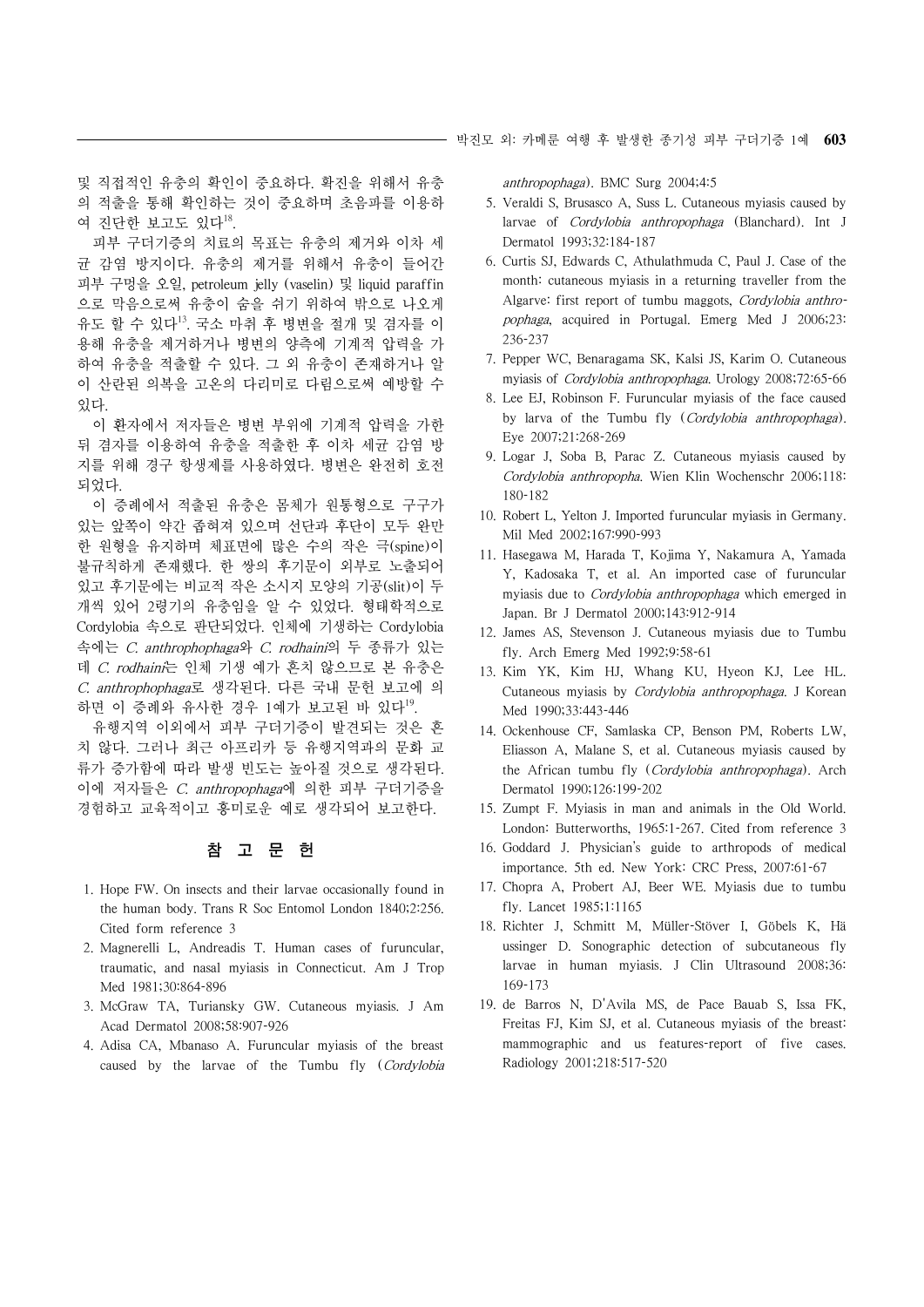및 직접적인 유충의 확인이 중요하다. 확진을 위해서 유충의 적출을 통해 확인하는 것이 중요하며 초음파를 이용하여 진단한 보고도 있다[18].

피부 구더기증의 치료의 목표는 유충의 제거와 이차 세균 감염 방지이다. 유충의 제거를 위해서 유충이 들어간 피부 구멍을 오일, petroleum jelly (vaselin) 및 liquid paraffin으로 막음으로써 유충이 숨을 쉬기 위하여 밖으로 나오게 유도 할 수 있다[13]. 국소 마취 후 병변을 절개 및 겸자를 이용해 유충을 제거하거나 병변의 양측에 기계적 압력을 가하여 유충을 적출할 수 있다. 그 외 유충이 존재하거나 알이 산란된 의복을 고온의 다리미로 다림으로써 예방할 수 있다.

이 환자에서 저자들은 병변 부위에 기계적 압력을 가한 뒤 겸자를 이용하여 유충을 적출한 후 이차 세균 감염 방지를 위해 경구 항생제를 사용하였다. 병변은 완전히 호전되었다.

이 증례에서 적출된 유충은 몸체가 원통형으로 구구가 있는 앞쪽이 약간 좁혀져 있으며 선단과 후단이 모두 완만한 원형을 유지하며 체표면에 많은 수의 작은 극(spine)이 불규칙하게 존재했다. 한 쌍의 후기문이 외부로 노출되어 있고 후기문에는 비교적 작은 소시지 모양의 기공(slit)이 두 개씩 있어 2령기의 유충임을 알 수 있었다. 형태학적으로 Cordylobia 속으로 판단되었다. 인체에 기생하는 Cordylobia 속에는 *C. anthrophophaga*와 *C. rodhaini*의 두 종류가 있는데 *C. rodhaini*는 인체 기생 예가 흔치 않으므로 본 유충은 *C. anthrophophaga*로 생각된다. 다른 국내 문헌 보고에 의하면 이 증례와 유사한 경우 1예가 보고된 바 있다[19].

유행지역 이외에서 피부 구더기증이 발견되는 것은 흔치 않다. 그러나 최근 아프리카 등 유행지역과의 문화 교류가 증가함에 따라 발생 빈도는 높아질 것으로 생각된다. 이에 저자들은 *C. anthropophaga*에 의한 피부 구더기증을 경험하고 교육적이고 흥미로운 예로 생각되어 보고한다.

## 참 고 문 헌

1. Hope FW. On insects and their larvae occasionally found in the human body. Trans R Soc Entomol London 1840;2:256. Cited form reference 3
2. Magnerelli L, Andreadis T. Human cases of furuncular, traumatic, and nasal myiasis in Connecticut. Am J Trop Med 1981;30:864-896
3. McGraw TA, Turiansky GW. Cutaneous myiasis. J Am Acad Dermatol 2008;58:907-926
4. Adisa CA, Mbanaso A. Furuncular myiasis of the breast caused by the larvae of the Tumbu fly (*Cordylobia anthropophaga*). BMC Surg 2004;4:5
5. Veraldi S, Brusasco A, Suss L. Cutaneous myiasis caused by larvae of *Cordylobia anthropophaga* (Blanchard). Int J Dermatol 1993;32:184-187
6. Curtis SJ, Edwards C, Athulathmuda C, Paul J. Case of the month: cutaneous myiasis in a returning traveller from the Algarve: first report of tumbu maggots, *Cordylobia anthropophaga*, acquired in Portugal. Emerg Med J 2006;23:236-237
7. Pepper WC, Benaragama SK, Kalsi JS, Karim O. Cutaneous myiasis of *Cordylobia anthropophaga*. Urology 2008;72:65-66
8. Lee EJ, Robinson F. Furuncular myiasis of the face caused by larva of the Tumbu fly (*Cordylobia anthropophaga*). Eye 2007;21:268-269
9. Logar J, Soba B, Parac Z. Cutaneous myiasis caused by *Cordylobia anthropopha*. Wien Klin Wochenschr 2006;118:180-182
10. Robert L, Yelton J. Imported furuncular myiasis in Germany. Mil Med 2002;167:990-993
11. Hasegawa M, Harada T, Kojima Y, Nakamura A, Yamada Y, Kadosaka T, et al. An imported case of furuncular myiasis due to *Cordylobia anthropophaga* which emerged in Japan. Br J Dermatol 2000;143:912-914
12. James AS, Stevenson J. Cutaneous myiasis due to Tumbu fly. Arch Emerg Med 1992;9:58-61
13. Kim YK, Kim HJ, Whang KU, Hyeon KJ, Lee HL. Cutaneous myiasis by *Cordylobia anthropophaga*. J Korean Med 1990;33:443-446
14. Ockenhouse CF, Samlaska CP, Benson PM, Roberts LW, Eliasson A, Malane S, et al. Cutaneous myiasis caused by the African tumbu fly (*Cordylobia anthropophaga*). Arch Dermatol 1990;126:199-202
15. Zumpt F. Myiasis in man and animals in the Old World. London: Butterworths, 1965:1-267. Cited from reference 3
16. Goddard J. Physician's guide to arthropods of medical importance. 5th ed. New York: CRC Press, 2007:61-67
17. Chopra A, Probert AJ, Beer WE. Myiasis due to tumbu fly. Lancet 1985;1:1165
18. Richter J, Schmitt M, Müller-Stöver I, Göbels K, Häussinger D. Sonographic detection of subcutaneous fly larvae in human myiasis. J Clin Ultrasound 2008;36:169-173
19. de Barros N, D'Avila MS, de Pace Bauab S, Issa FK, Freitas FJ, Kim SJ, et al. Cutaneous myiasis of the breast: mammographic and us features-report of five cases. Radiology 2001;218:517-520